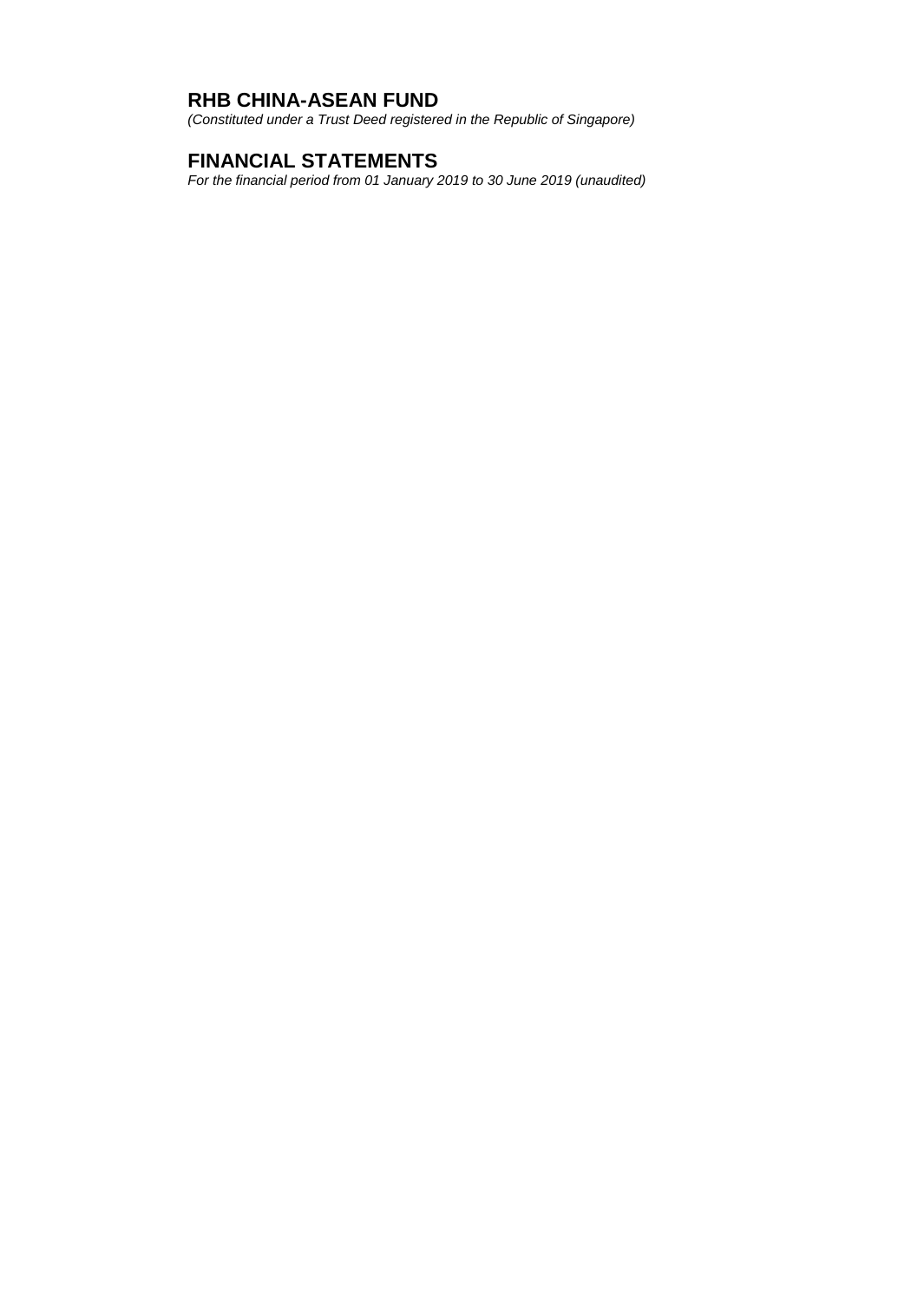# RHB CHINA-ASEAN FUND

*(Constituted under a Trust Deed registered in the Republic of Singapore)*

# FINANCIAL STATEMENTS

*For the financial period from 01 January 2019 to 30 June 2019 (unaudited)*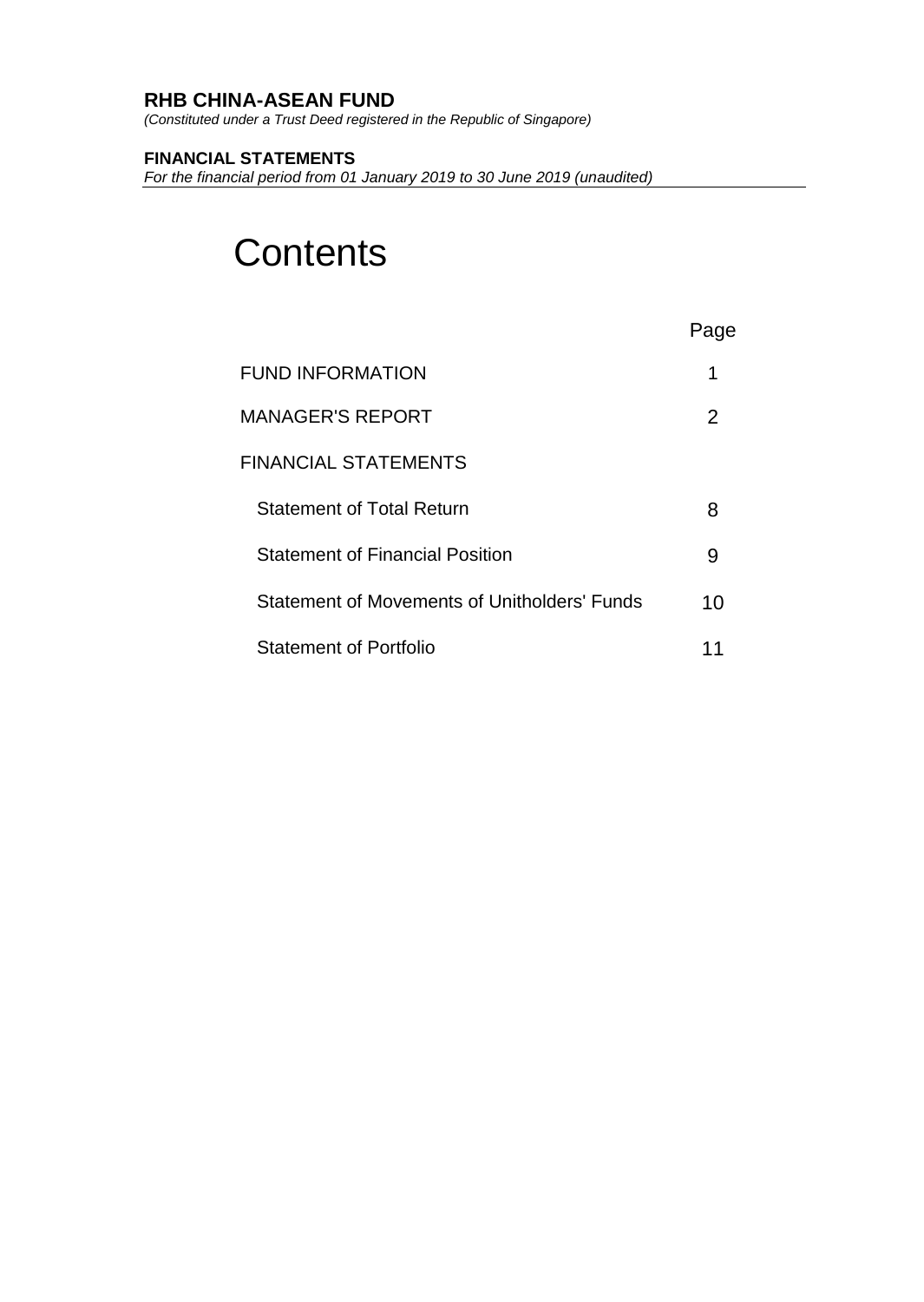**RHB CHINA-ASEAN FUND**
*(Constituted under a Trust Deed registered in the Republic of Singapore)*

**FINANCIAL STATEMENTS**
*For the financial period from 01 January 2019 to 30 June 2019 (unaudited)*

# Contents

| | Page |
|---|---|
| FUND INFORMATION | 1 |
| MANAGER'S REPORT | 2 |
| FINANCIAL STATEMENTS | |
| Statement of Total Return | 8 |
| Statement of Financial Position | 9 |
| Statement of Movements of Unitholders' Funds | 10 |
| Statement of Portfolio | 11 |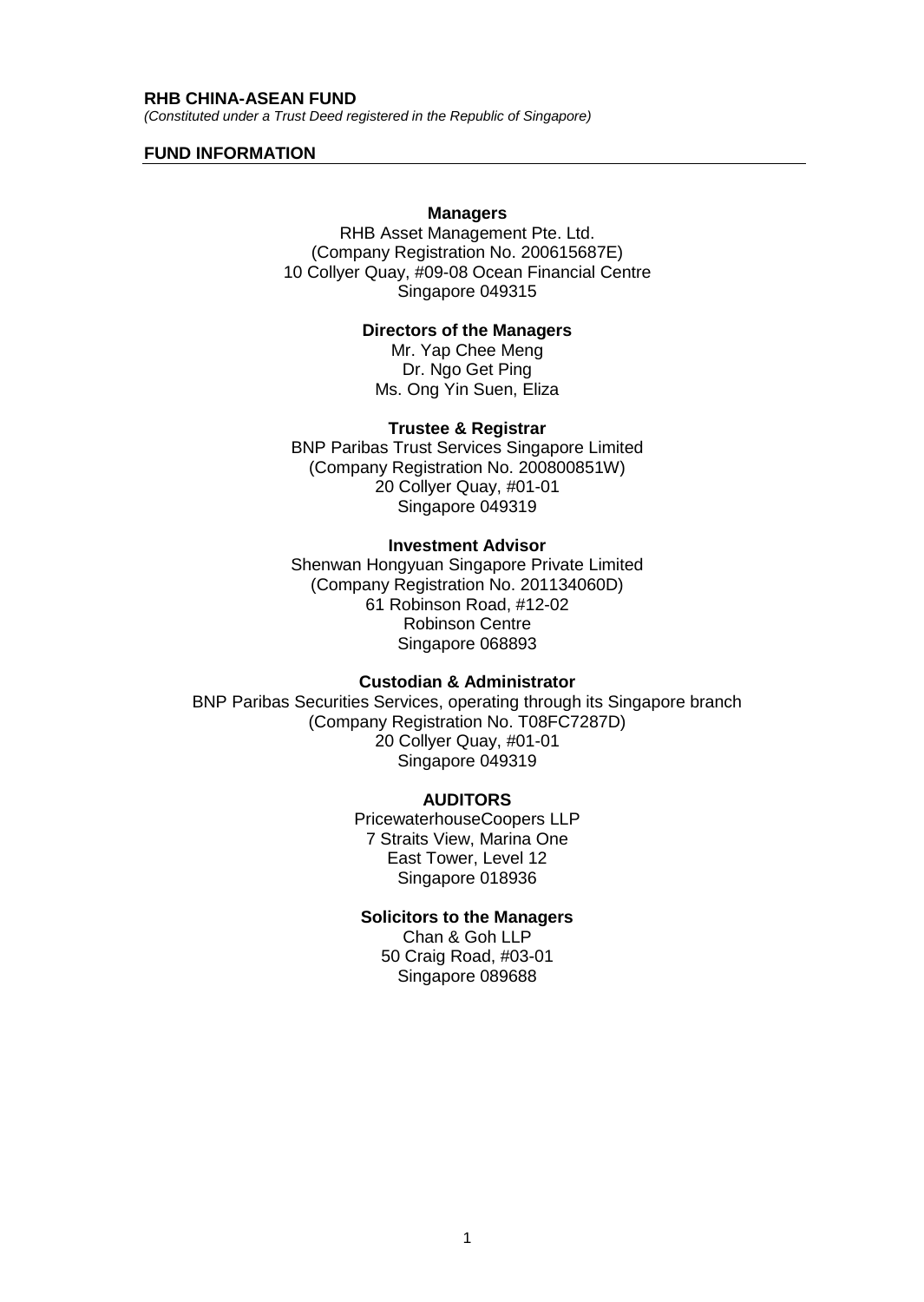**RHB CHINA-ASEAN FUND**

*(Constituted under a Trust Deed registered in the Republic of Singapore)*

## FUND INFORMATION

**Managers**

RHB Asset Management Pte. Ltd.
(Company Registration No. 200615687E)
10 Collyer Quay, #09-08 Ocean Financial Centre
Singapore 049315

**Directors of the Managers**

Mr. Yap Chee Meng
Dr. Ngo Get Ping
Ms. Ong Yin Suen, Eliza

**Trustee & Registrar**

BNP Paribas Trust Services Singapore Limited
(Company Registration No. 200800851W)
20 Collyer Quay, #01-01
Singapore 049319

**Investment Advisor**

Shenwan Hongyuan Singapore Private Limited
(Company Registration No. 201134060D)
61 Robinson Road, #12-02
Robinson Centre
Singapore 068893

**Custodian & Administrator**

BNP Paribas Securities Services, operating through its Singapore branch
(Company Registration No. T08FC7287D)
20 Collyer Quay, #01-01
Singapore 049319

**AUDITORS**

PricewaterhouseCoopers LLP
7 Straits View, Marina One
East Tower, Level 12
Singapore 018936

**Solicitors to the Managers**

Chan & Goh LLP
50 Craig Road, #03-01
Singapore 089688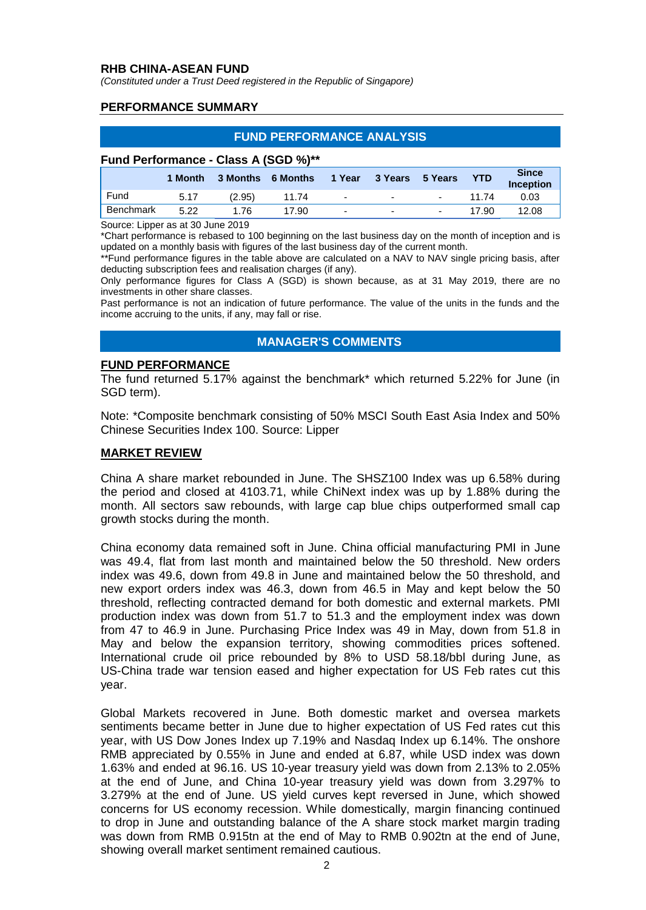## RHB CHINA-ASEAN FUND

*(Constituted under a Trust Deed registered in the Republic of Singapore)*

## PERFORMANCE SUMMARY

### FUND PERFORMANCE ANALYSIS

**Fund Performance - Class A (SGD %)\*\***

| | 1 Month | 3 Months | 6 Months | 1 Year | 3 Years | 5 Years | YTD | Since Inception |
|---|---|---|---|---|---|---|---|---|
| Fund | 5.17 | (2.95) | 11.74 | - | - | - | 11.74 | 0.03 |
| Benchmark | 5.22 | 1.76 | 17.90 | - | - | - | 17.90 | 12.08 |

Source: Lipper as at 30 June 2019

*Chart performance is rebased to 100 beginning on the last business day on the month of inception and is updated on a monthly basis with figures of the last business day of the current month.

**Fund performance figures in the table above are calculated on a NAV to NAV single pricing basis, after deducting subscription fees and realisation charges (if any).

Only performance figures for Class A (SGD) is shown because, as at 31 May 2019, there are no investments in other share classes.

Past performance is not an indication of future performance. The value of the units in the funds and the income accruing to the units, if any, may fall or rise.

### MANAGER'S COMMENTS

**FUND PERFORMANCE**

The fund returned 5.17% against the benchmark* which returned 5.22% for June (in SGD term).

Note: *Composite benchmark consisting of 50% MSCI South East Asia Index and 50% Chinese Securities Index 100. Source: Lipper

**MARKET REVIEW**

China A share market rebounded in June. The SHSZ100 Index was up 6.58% during the period and closed at 4103.71, while ChiNext index was up by 1.88% during the month. All sectors saw rebounds, with large cap blue chips outperformed small cap growth stocks during the month.

China economy data remained soft in June. China official manufacturing PMI in June was 49.4, flat from last month and maintained below the 50 threshold. New orders index was 49.6, down from 49.8 in June and maintained below the 50 threshold, and new export orders index was 46.3, down from 46.5 in May and kept below the 50 threshold, reflecting contracted demand for both domestic and external markets. PMI production index was down from 51.7 to 51.3 and the employment index was down from 47 to 46.9 in June. Purchasing Price Index was 49 in May, down from 51.8 in May and below the expansion territory, showing commodities prices softened. International crude oil price rebounded by 8% to USD 58.18/bbl during June, as US-China trade war tension eased and higher expectation for US Feb rates cut this year.

Global Markets recovered in June. Both domestic market and oversea markets sentiments became better in June due to higher expectation of US Fed rates cut this year, with US Dow Jones Index up 7.19% and Nasdaq Index up 6.14%. The onshore RMB appreciated by 0.55% in June and ended at 6.87, while USD index was down 1.63% and ended at 96.16. US 10-year treasury yield was down from 2.13% to 2.05% at the end of June, and China 10-year treasury yield was down from 3.297% to 3.279% at the end of June. US yield curves kept reversed in June, which showed concerns for US economy recession. While domestically, margin financing continued to drop in June and outstanding balance of the A share stock market margin trading was down from RMB 0.915tn at the end of May to RMB 0.902tn at the end of June, showing overall market sentiment remained cautious.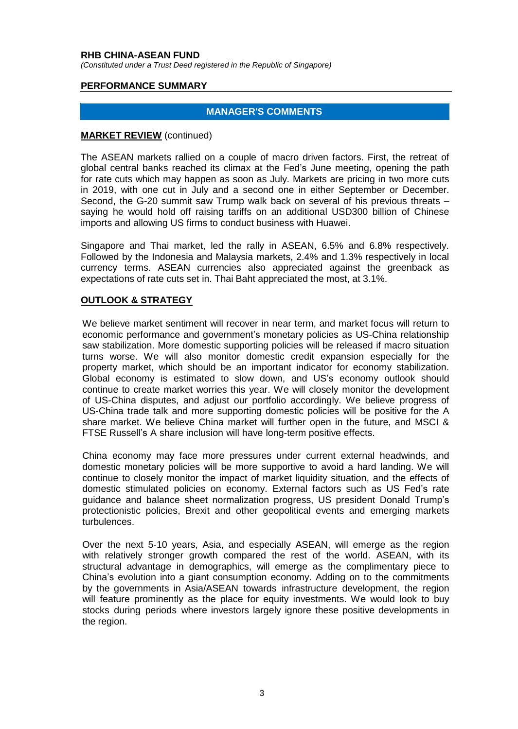**RHB CHINA-ASEAN FUND**

*(Constituted under a Trust Deed registered in the Republic of Singapore)*

## PERFORMANCE SUMMARY

### MANAGER'S COMMENTS

**MARKET REVIEW** (continued)

The ASEAN markets rallied on a couple of macro driven factors. First, the retreat of global central banks reached its climax at the Fed's June meeting, opening the path for rate cuts which may happen as soon as July. Markets are pricing in two more cuts in 2019, with one cut in July and a second one in either September or December. Second, the G-20 summit saw Trump walk back on several of his previous threats – saying he would hold off raising tariffs on an additional USD300 billion of Chinese imports and allowing US firms to conduct business with Huawei.

Singapore and Thai market, led the rally in ASEAN, 6.5% and 6.8% respectively. Followed by the Indonesia and Malaysia markets, 2.4% and 1.3% respectively in local currency terms. ASEAN currencies also appreciated against the greenback as expectations of rate cuts set in. Thai Baht appreciated the most, at 3.1%.

**OUTLOOK & STRATEGY**

We believe market sentiment will recover in near term, and market focus will return to economic performance and government's monetary policies as US-China relationship saw stabilization. More domestic supporting policies will be released if macro situation turns worse. We will also monitor domestic credit expansion especially for the property market, which should be an important indicator for economy stabilization. Global economy is estimated to slow down, and US's economy outlook should continue to create market worries this year. We will closely monitor the development of US-China disputes, and adjust our portfolio accordingly. We believe progress of US-China trade talk and more supporting domestic policies will be positive for the A share market. We believe China market will further open in the future, and MSCI & FTSE Russell's A share inclusion will have long-term positive effects.

China economy may face more pressures under current external headwinds, and domestic monetary policies will be more supportive to avoid a hard landing. We will continue to closely monitor the impact of market liquidity situation, and the effects of domestic stimulated policies on economy. External factors such as US Fed's rate guidance and balance sheet normalization progress, US president Donald Trump's protectionistic policies, Brexit and other geopolitical events and emerging markets turbulences.

Over the next 5-10 years, Asia, and especially ASEAN, will emerge as the region with relatively stronger growth compared the rest of the world. ASEAN, with its structural advantage in demographics, will emerge as the complimentary piece to China's evolution into a giant consumption economy. Adding on to the commitments by the governments in Asia/ASEAN towards infrastructure development, the region will feature prominently as the place for equity investments. We would look to buy stocks during periods where investors largely ignore these positive developments in the region.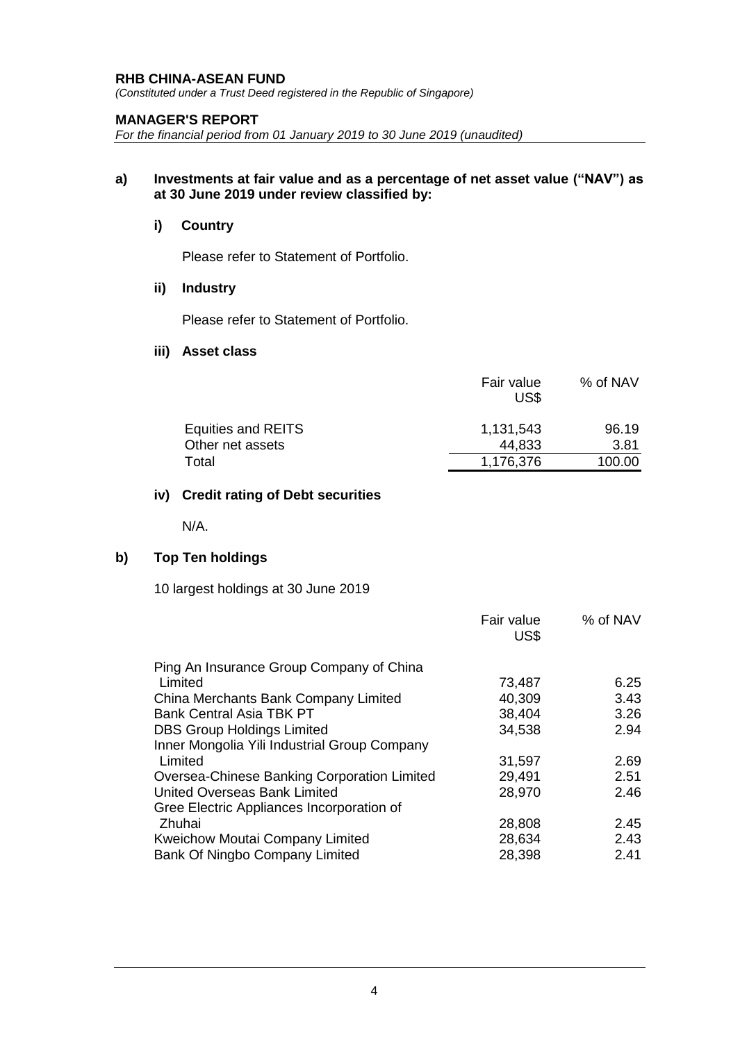**RHB CHINA-ASEAN FUND**

*(Constituted under a Trust Deed registered in the Republic of Singapore)*

**MANAGER'S REPORT**

*For the financial period from 01 January 2019 to 30 June 2019 (unaudited)*

**a) Investments at fair value and as a percentage of net asset value ("NAV") as at 30 June 2019 under review classified by:**

**i) Country**

Please refer to Statement of Portfolio.

**ii) Industry**

Please refer to Statement of Portfolio.

**iii) Asset class**

| | Fair value US$ | % of NAV |
|---|---|---|
| Equities and REITS | 1,131,543 | 96.19 |
| Other net assets | 44,833 | 3.81 |
| Total | 1,176,376 | 100.00 |

**iv) Credit rating of Debt securities**

N/A.

**b) Top Ten holdings**

10 largest holdings at 30 June 2019

| | Fair value US$ | % of NAV |
|---|---|---|
| Ping An Insurance Group Company of China Limited | 73,487 | 6.25 |
| China Merchants Bank Company Limited | 40,309 | 3.43 |
| Bank Central Asia TBK PT | 38,404 | 3.26 |
| DBS Group Holdings Limited | 34,538 | 2.94 |
| Inner Mongolia Yili Industrial Group Company Limited | 31,597 | 2.69 |
| Oversea-Chinese Banking Corporation Limited | 29,491 | 2.51 |
| United Overseas Bank Limited | 28,970 | 2.46 |
| Gree Electric Appliances Incorporation of Zhuhai | 28,808 | 2.45 |
| Kweichow Moutai Company Limited | 28,634 | 2.43 |
| Bank Of Ningbo Company Limited | 28,398 | 2.41 |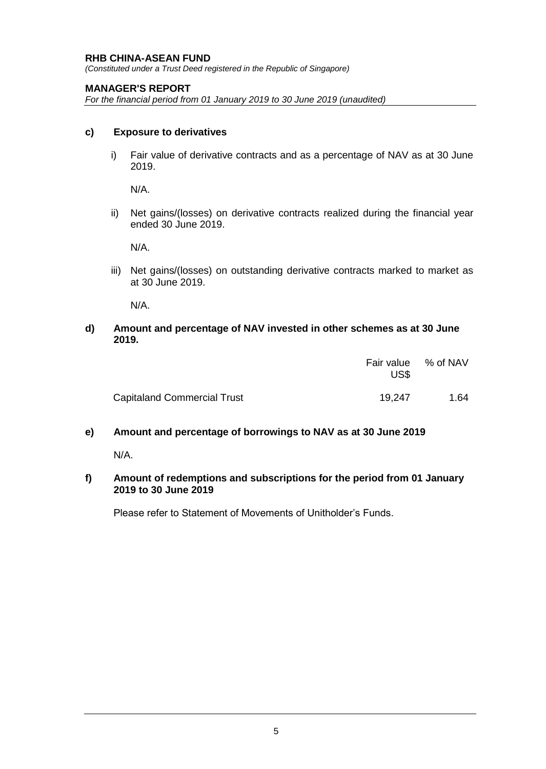**RHB CHINA-ASEAN FUND**
*(Constituted under a Trust Deed registered in the Republic of Singapore)*

**MANAGER'S REPORT**
*For the financial period from 01 January 2019 to 30 June 2019 (unaudited)*

**c) Exposure to derivatives**

i) Fair value of derivative contracts and as a percentage of NAV as at 30 June 2019.

N/A.

ii) Net gains/(losses) on derivative contracts realized during the financial year ended 30 June 2019.

N/A.

iii) Net gains/(losses) on outstanding derivative contracts marked to market as at 30 June 2019.

N/A.

**d) Amount and percentage of NAV invested in other schemes as at 30 June 2019.**

| | Fair value US$ | % of NAV |
|---|---|---|
| Capitaland Commercial Trust | 19,247 | 1.64 |

**e) Amount and percentage of borrowings to NAV as at 30 June 2019**

N/A.

**f) Amount of redemptions and subscriptions for the period from 01 January 2019 to 30 June 2019**

Please refer to Statement of Movements of Unitholder's Funds.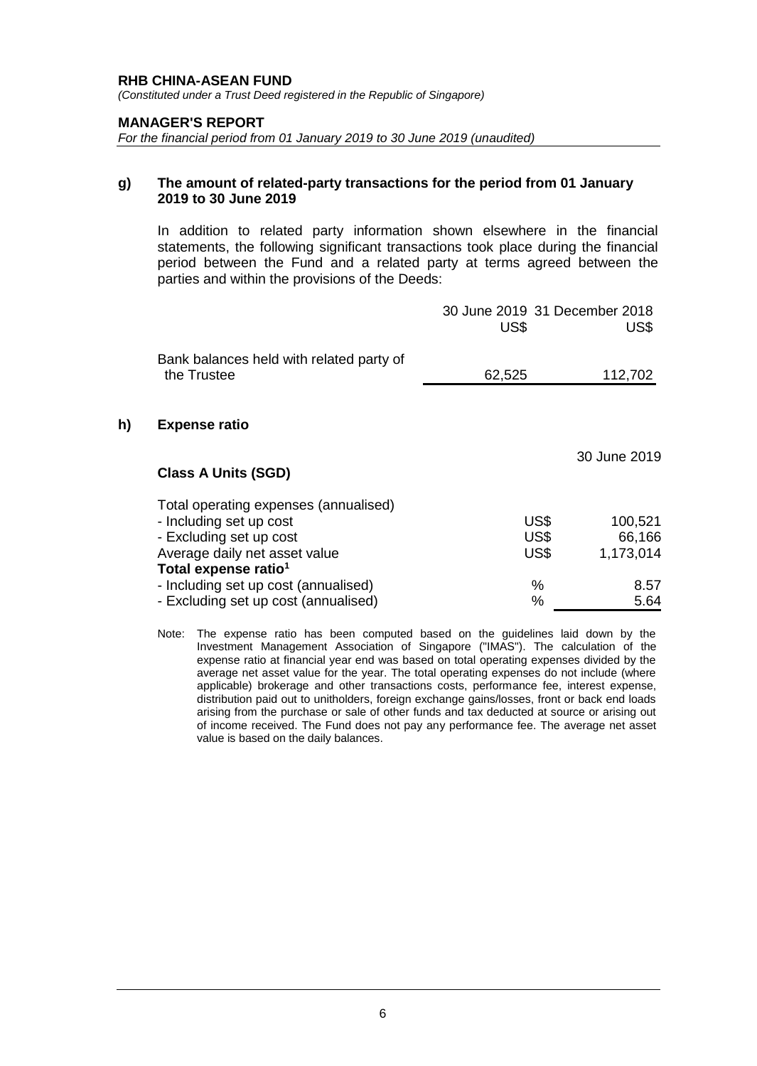**RHB CHINA-ASEAN FUND**
*(Constituted under a Trust Deed registered in the Republic of Singapore)*

**MANAGER'S REPORT**
*For the financial period from 01 January 2019 to 30 June 2019 (unaudited)*

**g) The amount of related-party transactions for the period from 01 January 2019 to 30 June 2019**

In addition to related party information shown elsewhere in the financial statements, the following significant transactions took place during the financial period between the Fund and a related party at terms agreed between the parties and within the provisions of the Deeds:

| | 30 June 2019 US$ | 31 December 2018 US$ |
|---|---|---|
| Bank balances held with related party of the Trustee | 62,525 | 112,702 |

**h) Expense ratio**

| **Class A Units (SGD)** | | 30 June 2019 |
|---|---|---|
| Total operating expenses (annualised) | | |
| - Including set up cost | US$ | 100,521 |
| - Excluding set up cost | US$ | 66,166 |
| Average daily net asset value | US$ | 1,173,014 |
| **Total expense ratio[1]** | | |
| - Including set up cost (annualised) | % | 8.57 |
| - Excluding set up cost (annualised) | % | 5.64 |

Note: The expense ratio has been computed based on the guidelines laid down by the Investment Management Association of Singapore ("IMAS"). The calculation of the expense ratio at financial year end was based on total operating expenses divided by the average net asset value for the year. The total operating expenses do not include (where applicable) brokerage and other transactions costs, performance fee, interest expense, distribution paid out to unitholders, foreign exchange gains/losses, front or back end loads arising from the purchase or sale of other funds and tax deducted at source or arising out of income received. The Fund does not pay any performance fee. The average net asset value is based on the daily balances.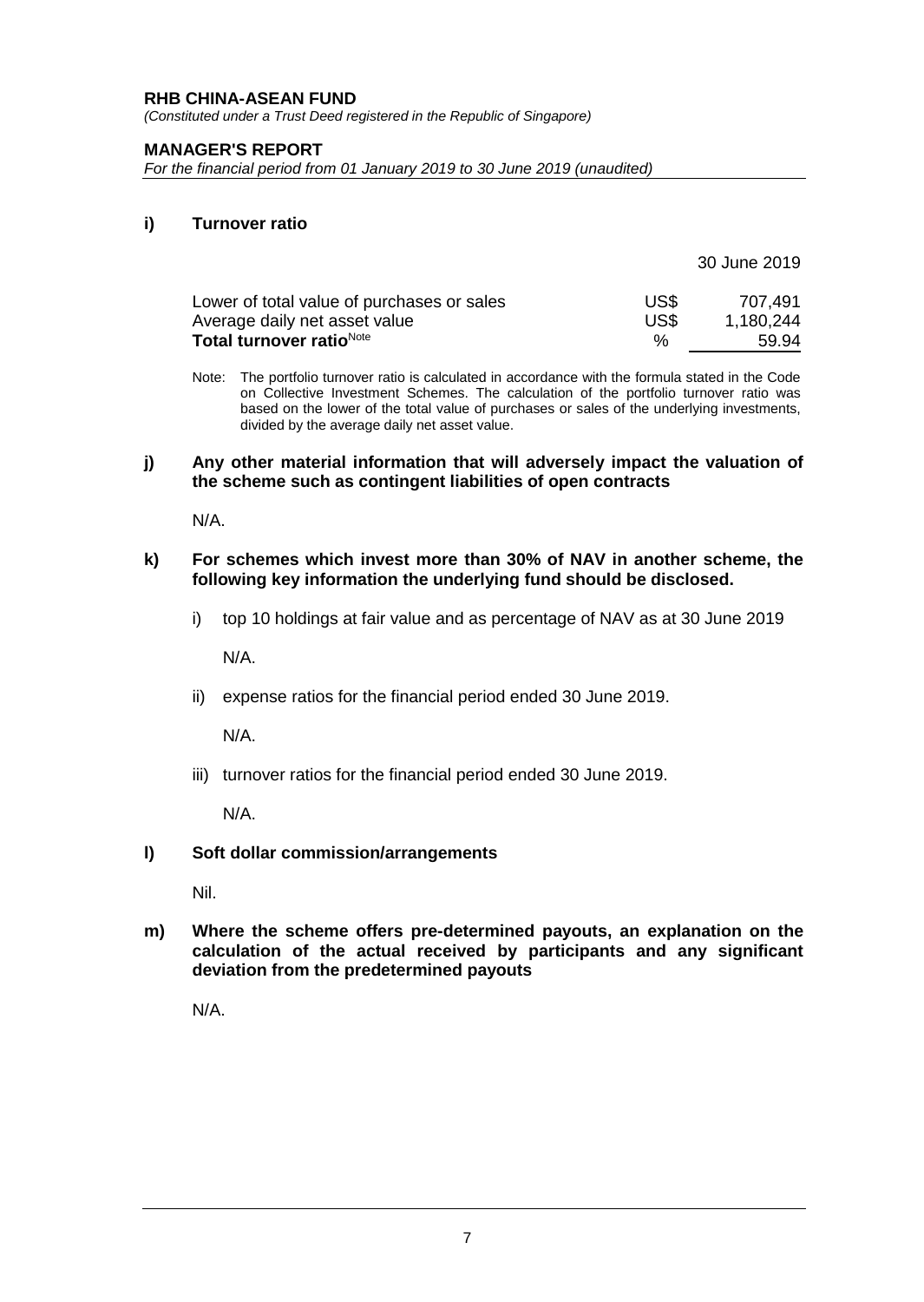**RHB CHINA-ASEAN FUND**
*(Constituted under a Trust Deed registered in the Republic of Singapore)*

**MANAGER'S REPORT**
*For the financial period from 01 January 2019 to 30 June 2019 (unaudited)*

**i) Turnover ratio**

| | | 30 June 2019 |
|---|---|---|
| Lower of total value of purchases or sales | US$ | 707,491 |
| Average daily net asset value | US$ | 1,180,244 |
| **Total turnover ratio**[Note] | % | 59.94 |

Note: The portfolio turnover ratio is calculated in accordance with the formula stated in the Code on Collective Investment Schemes. The calculation of the portfolio turnover ratio was based on the lower of the total value of purchases or sales of the underlying investments, divided by the average daily net asset value.

**j) Any other material information that will adversely impact the valuation of the scheme such as contingent liabilities of open contracts**

N/A.

**k) For schemes which invest more than 30% of NAV in another scheme, the following key information the underlying fund should be disclosed.**

i) top 10 holdings at fair value and as percentage of NAV as at 30 June 2019

N/A.

ii) expense ratios for the financial period ended 30 June 2019.

N/A.

iii) turnover ratios for the financial period ended 30 June 2019.

N/A.

**l) Soft dollar commission/arrangements**

Nil.

**m) Where the scheme offers pre-determined payouts, an explanation on the calculation of the actual received by participants and any significant deviation from the predetermined payouts**

N/A.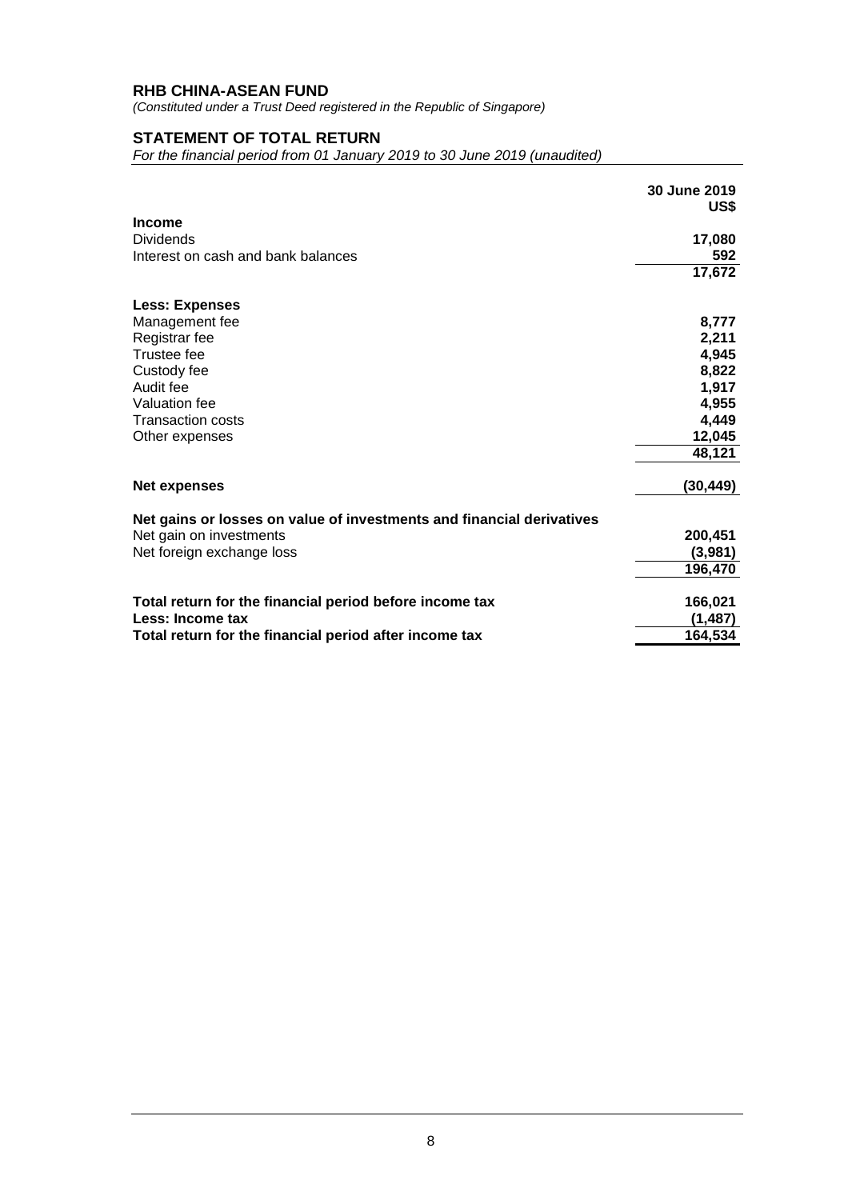**RHB CHINA-ASEAN FUND**

*(Constituted under a Trust Deed registered in the Republic of Singapore)*

## STATEMENT OF TOTAL RETURN

*For the financial period from 01 January 2019 to 30 June 2019 (unaudited)*

| | 30 June 2019 US$ |
|---|---|
| **Income** | |
| Dividends | **17,080** |
| Interest on cash and bank balances | **592** |
| | **17,672** |
| **Less: Expenses** | |
| Management fee | **8,777** |
| Registrar fee | **2,211** |
| Trustee fee | **4,945** |
| Custody fee | **8,822** |
| Audit fee | **1,917** |
| Valuation fee | **4,955** |
| Transaction costs | **4,449** |
| Other expenses | **12,045** |
| | **48,121** |
| **Net expenses** | **(30,449)** |
| **Net gains or losses on value of investments and financial derivatives** | |
| Net gain on investments | **200,451** |
| Net foreign exchange loss | **(3,981)** |
| | **196,470** |
| **Total return for the financial period before income tax** | **166,021** |
| **Less: Income tax** | **(1,487)** |
| **Total return for the financial period after income tax** | **164,534** |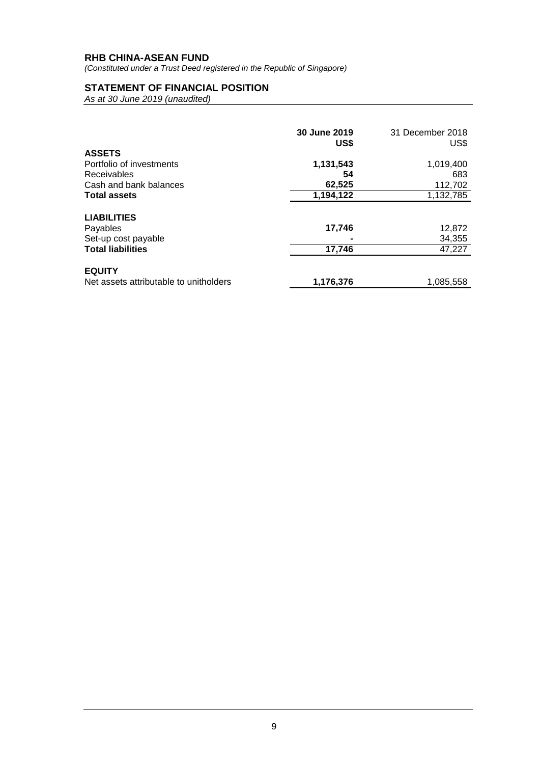**RHB CHINA-ASEAN FUND**
*(Constituted under a Trust Deed registered in the Republic of Singapore)*

## STATEMENT OF FINANCIAL POSITION

*As at 30 June 2019 (unaudited)*

| | **30 June 2019 US$** | 31 December 2018 US$ |
|---|---|---|
| **ASSETS** | | |
| Portfolio of investments | **1,131,543** | 1,019,400 |
| Receivables | **54** | 683 |
| Cash and bank balances | **62,525** | 112,702 |
| **Total assets** | **1,194,122** | 1,132,785 |
| | | |
| **LIABILITIES** | | |
| Payables | **17,746** | 12,872 |
| Set-up cost payable | **-** | 34,355 |
| **Total liabilities** | **17,746** | 47,227 |
| | | |
| **EQUITY** | | |
| Net assets attributable to unitholders | **1,176,376** | 1,085,558 |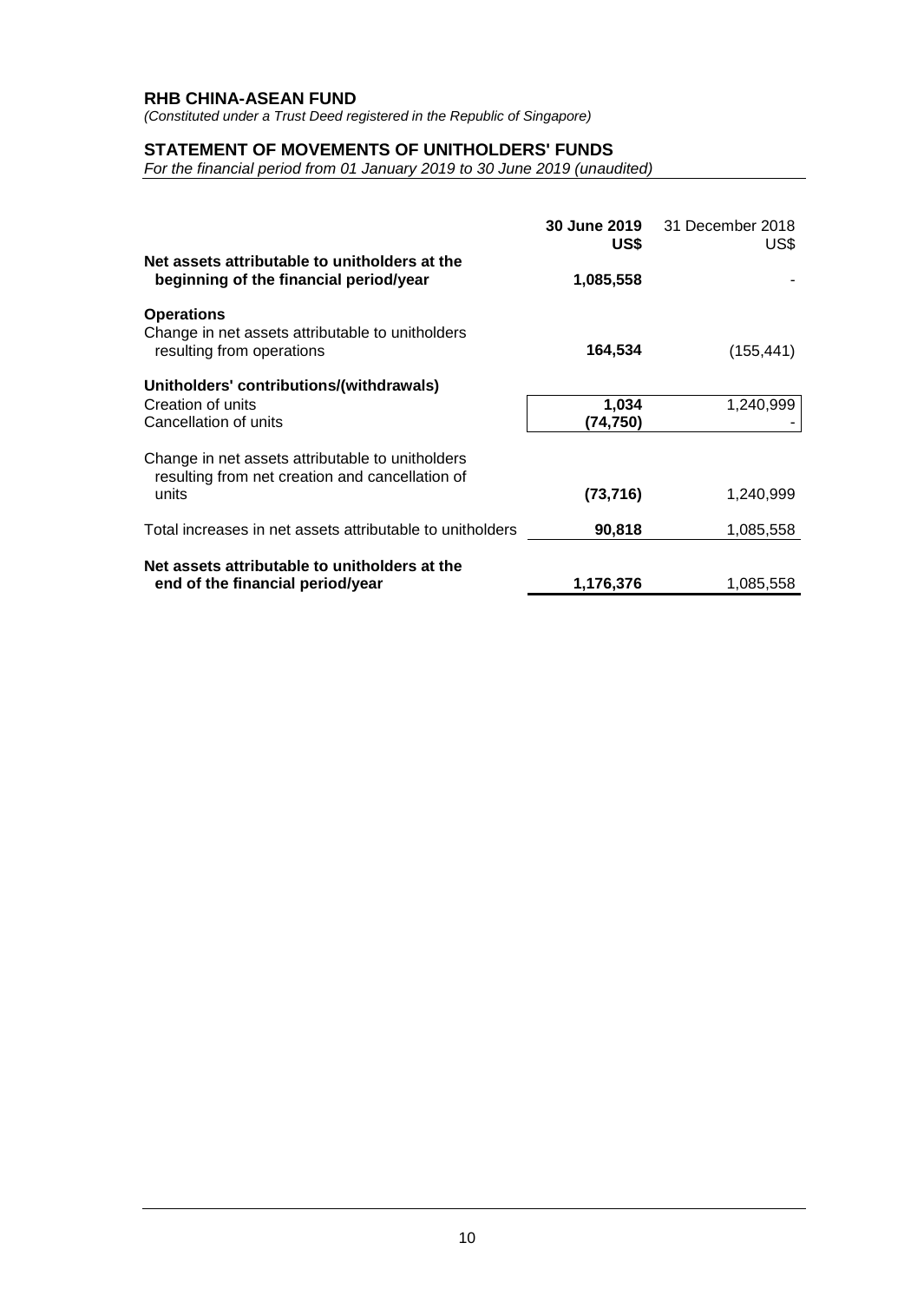**RHB CHINA-ASEAN FUND**

*(Constituted under a Trust Deed registered in the Republic of Singapore)*

**STATEMENT OF MOVEMENTS OF UNITHOLDERS' FUNDS**

*For the financial period from 01 January 2019 to 30 June 2019 (unaudited)*

| | **30 June 2019 US$** | 31 December 2018 US$ |
|---|---|---|
| **Net assets attributable to unitholders at the beginning of the financial period/year** | **1,085,558** | - |
| **Operations** | | |
| Change in net assets attributable to unitholders resulting from operations | **164,534** | (155,441) |
| **Unitholders' contributions/(withdrawals)** | | |
| Creation of units | **1,034** | 1,240,999 |
| Cancellation of units | **(74,750)** | - |
| Change in net assets attributable to unitholders resulting from net creation and cancellation of units | **(73,716)** | 1,240,999 |
| Total increases in net assets attributable to unitholders | **90,818** | 1,085,558 |
| **Net assets attributable to unitholders at the end of the financial period/year** | **1,176,376** | 1,085,558 |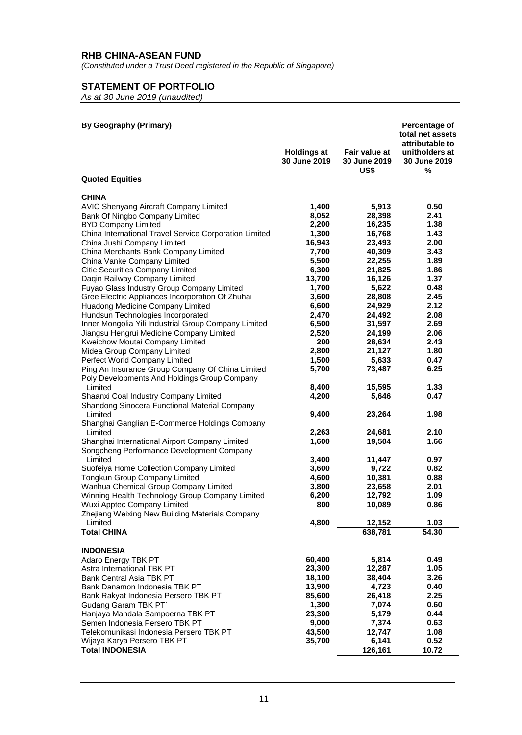# RHB CHINA-ASEAN FUND

*(Constituted under a Trust Deed registered in the Republic of Singapore)*

## STATEMENT OF PORTFOLIO

*As at 30 June 2019 (unaudited)*

| By Geography (Primary) | Holdings at 30 June 2019 | Fair value at 30 June 2019 US$ | Percentage of total net assets attributable to unitholders at 30 June 2019 % |
|---|---|---|---|
| **Quoted Equities** | | | |
| **CHINA** | | | |
| AVIC Shenyang Aircraft Company Limited | 1,400 | 5,913 | 0.50 |
| Bank Of Ningbo Company Limited | 8,052 | 28,398 | 2.41 |
| BYD Company Limited | 2,200 | 16,235 | 1.38 |
| China International Travel Service Corporation Limited | 1,300 | 16,768 | 1.43 |
| China Jushi Company Limited | 16,943 | 23,493 | 2.00 |
| China Merchants Bank Company Limited | 7,700 | 40,309 | 3.43 |
| China Vanke Company Limited | 5,500 | 22,255 | 1.89 |
| Citic Securities Company Limited | 6,300 | 21,825 | 1.86 |
| Daqin Railway Company Limited | 13,700 | 16,126 | 1.37 |
| Fuyao Glass Industry Group Company Limited | 1,700 | 5,622 | 0.48 |
| Gree Electric Appliances Incorporation Of Zhuhai | 3,600 | 28,808 | 2.45 |
| Huadong Medicine Company Limited | 6,600 | 24,929 | 2.12 |
| Hundsun Technologies Incorporated | 2,470 | 24,492 | 2.08 |
| Inner Mongolia Yili Industrial Group Company Limited | 6,500 | 31,597 | 2.69 |
| Jiangsu Hengrui Medicine Company Limited | 2,520 | 24,199 | 2.06 |
| Kweichow Moutai Company Limited | 200 | 28,634 | 2.43 |
| Midea Group Company Limited | 2,800 | 21,127 | 1.80 |
| Perfect World Company Limited | 1,500 | 5,633 | 0.47 |
| Ping An Insurance Group Company Of China Limited | 5,700 | 73,487 | 6.25 |
| Poly Developments And Holdings Group Company Limited | 8,400 | 15,595 | 1.33 |
| Shaanxi Coal Industry Company Limited | 4,200 | 5,646 | 0.47 |
| Shandong Sinocera Functional Material Company Limited | 9,400 | 23,264 | 1.98 |
| Shanghai Ganglian E-Commerce Holdings Company Limited | 2,263 | 24,681 | 2.10 |
| Shanghai International Airport Company Limited | 1,600 | 19,504 | 1.66 |
| Songcheng Performance Development Company Limited | 3,400 | 11,447 | 0.97 |
| Suofeiya Home Collection Company Limited | 3,600 | 9,722 | 0.82 |
| Tongkun Group Company Limited | 4,600 | 10,381 | 0.88 |
| Wanhua Chemical Group Company Limited | 3,800 | 23,658 | 2.01 |
| Winning Health Technology Group Company Limited | 6,200 | 12,792 | 1.09 |
| Wuxi Apptec Company Limited | 800 | 10,089 | 0.86 |
| Zhejiang Weixing New Building Materials Company Limited | 4,800 | 12,152 | 1.03 |
| **Total CHINA** | | **638,781** | **54.30** |
| **INDONESIA** | | | |
| Adaro Energy TBK PT | 60,400 | 5,814 | 0.49 |
| Astra International TBK PT | 23,300 | 12,287 | 1.05 |
| Bank Central Asia TBK PT | 18,100 | 38,404 | 3.26 |
| Bank Danamon Indonesia TBK PT | 13,900 | 4,723 | 0.40 |
| Bank Rakyat Indonesia Persero TBK PT | 85,600 | 26,418 | 2.25 |
| Gudang Garam TBK PT` | 1,300 | 7,074 | 0.60 |
| Hanjaya Mandala Sampoerna TBK PT | 23,300 | 5,179 | 0.44 |
| Semen Indonesia Persero TBK PT | 9,000 | 7,374 | 0.63 |
| Telekomunikasi Indonesia Persero TBK PT | 43,500 | 12,747 | 1.08 |
| Wijaya Karya Persero TBK PT | 35,700 | 6,141 | 0.52 |
| **Total INDONESIA** | | **126,161** | **10.72** |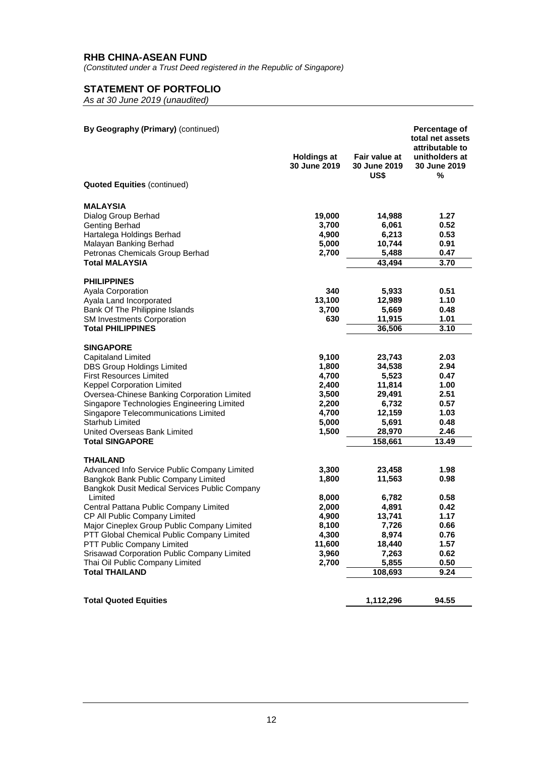**RHB CHINA-ASEAN FUND**

*(Constituted under a Trust Deed registered in the Republic of Singapore)*

**STATEMENT OF PORTFOLIO**

*As at 30 June 2019 (unaudited)*

| **By Geography (Primary)** (continued) | **Holdings at 30 June 2019** | **Fair value at 30 June 2019 US$** | **Percentage of total net assets attributable to unitholders at 30 June 2019 %** |
|---|---|---|---|
| **Quoted Equities** (continued) | | | |
| **MALAYSIA** | | | |
| Dialog Group Berhad | 19,000 | 14,988 | 1.27 |
| Genting Berhad | 3,700 | 6,061 | 0.52 |
| Hartalega Holdings Berhad | 4,900 | 6,213 | 0.53 |
| Malayan Banking Berhad | 5,000 | 10,744 | 0.91 |
| Petronas Chemicals Group Berhad | 2,700 | 5,488 | 0.47 |
| **Total MALAYSIA** | | 43,494 | 3.70 |
| **PHILIPPINES** | | | |
| Ayala Corporation | 340 | 5,933 | 0.51 |
| Ayala Land Incorporated | 13,100 | 12,989 | 1.10 |
| Bank Of The Philippine Islands | 3,700 | 5,669 | 0.48 |
| SM Investments Corporation | 630 | 11,915 | 1.01 |
| **Total PHILIPPINES** | | 36,506 | 3.10 |
| **SINGAPORE** | | | |
| Capitaland Limited | 9,100 | 23,743 | 2.03 |
| DBS Group Holdings Limited | 1,800 | 34,538 | 2.94 |
| First Resources Limited | 4,700 | 5,523 | 0.47 |
| Keppel Corporation Limited | 2,400 | 11,814 | 1.00 |
| Oversea-Chinese Banking Corporation Limited | 3,500 | 29,491 | 2.51 |
| Singapore Technologies Engineering Limited | 2,200 | 6,732 | 0.57 |
| Singapore Telecommunications Limited | 4,700 | 12,159 | 1.03 |
| Starhub Limited | 5,000 | 5,691 | 0.48 |
| United Overseas Bank Limited | 1,500 | 28,970 | 2.46 |
| **Total SINGAPORE** | | 158,661 | 13.49 |
| **THAILAND** | | | |
| Advanced Info Service Public Company Limited | 3,300 | 23,458 | 1.98 |
| Bangkok Bank Public Company Limited | 1,800 | 11,563 | 0.98 |
| Bangkok Dusit Medical Services Public Company Limited | 8,000 | 6,782 | 0.58 |
| Central Pattana Public Company Limited | 2,000 | 4,891 | 0.42 |
| CP All Public Company Limited | 4,900 | 13,741 | 1.17 |
| Major Cineplex Group Public Company Limited | 8,100 | 7,726 | 0.66 |
| PTT Global Chemical Public Company Limited | 4,300 | 8,974 | 0.76 |
| PTT Public Company Limited | 11,600 | 18,440 | 1.57 |
| Srisawad Corporation Public Company Limited | 3,960 | 7,263 | 0.62 |
| Thai Oil Public Company Limited | 2,700 | 5,855 | 0.50 |
| **Total THAILAND** | | 108,693 | 9.24 |
| **Total Quoted Equities** | | 1,112,296 | 94.55 |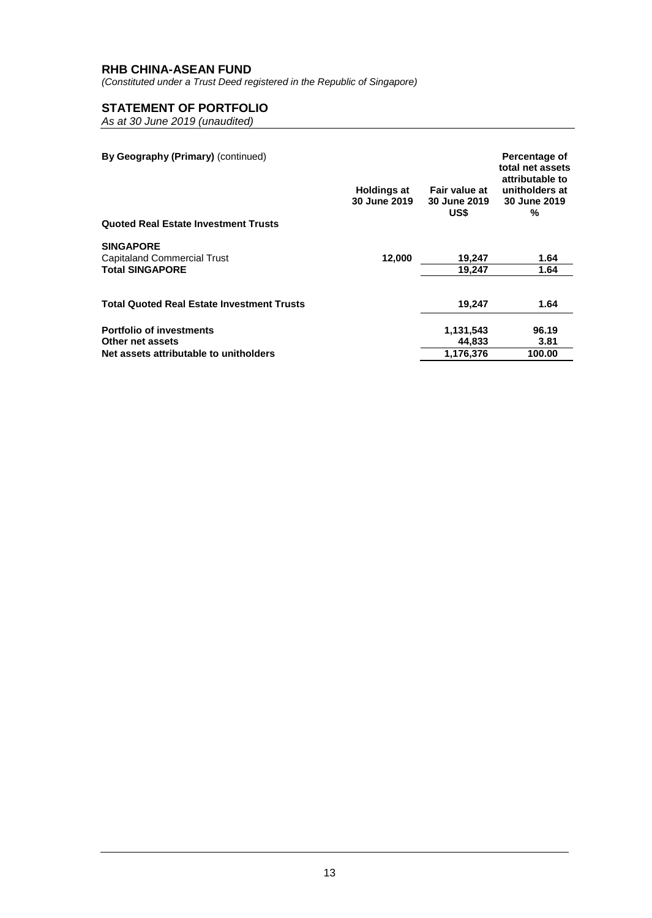**RHB CHINA-ASEAN FUND**
*(Constituted under a Trust Deed registered in the Republic of Singapore)*

**STATEMENT OF PORTFOLIO**
*As at 30 June 2019 (unaudited)*

| **By Geography (Primary)** (continued) | **Holdings at 30 June 2019** | **Fair value at 30 June 2019 US$** | **Percentage of total net assets attributable to unitholders at 30 June 2019 %** |
|---|---|---|---|
| **Quoted Real Estate Investment Trusts** | | | |
| **SINGAPORE** | | | |
| Capitaland Commercial Trust | **12,000** | **19,247** | **1.64** |
| **Total SINGAPORE** | | **19,247** | **1.64** |
| **Total Quoted Real Estate Investment Trusts** | | **19,247** | **1.64** |
| **Portfolio of investments** | | **1,131,543** | **96.19** |
| **Other net assets** | | **44,833** | **3.81** |
| **Net assets attributable to unitholders** | | **1,176,376** | **100.00** |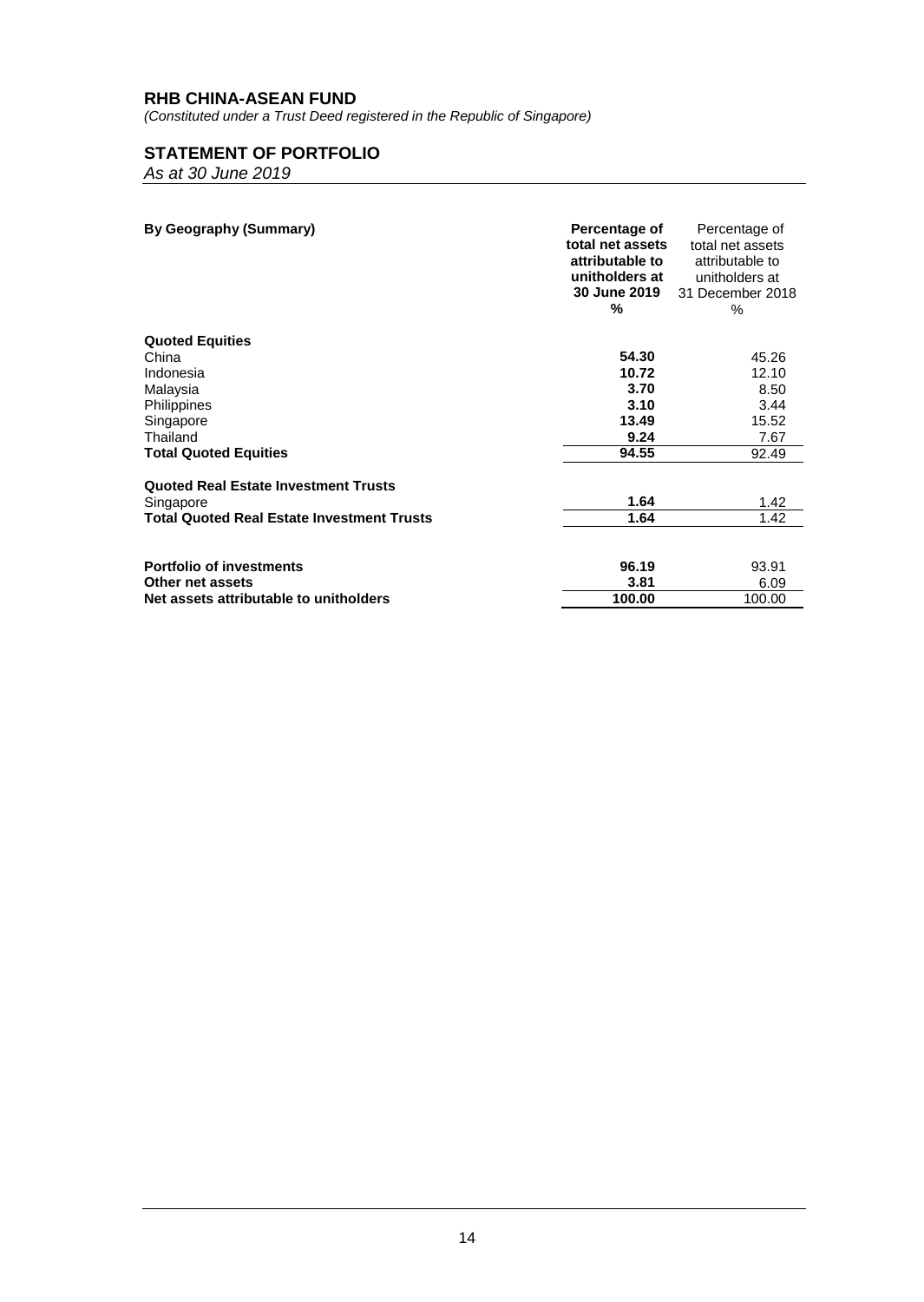**RHB CHINA-ASEAN FUND**

*(Constituted under a Trust Deed registered in the Republic of Singapore)*

## STATEMENT OF PORTFOLIO

*As at 30 June 2019*

| By Geography (Summary) | Percentage of total net assets attributable to unitholders at 30 June 2019 % | Percentage of total net assets attributable to unitholders at 31 December 2018 % |
|---|---|---|
| **Quoted Equities** | | |
| China | **54.30** | 45.26 |
| Indonesia | **10.72** | 12.10 |
| Malaysia | **3.70** | 8.50 |
| Philippines | **3.10** | 3.44 |
| Singapore | **13.49** | 15.52 |
| Thailand | **9.24** | 7.67 |
| **Total Quoted Equities** | **94.55** | 92.49 |
| **Quoted Real Estate Investment Trusts** | | |
| Singapore | **1.64** | 1.42 |
| **Total Quoted Real Estate Investment Trusts** | **1.64** | 1.42 |
| **Portfolio of investments** | **96.19** | 93.91 |
| **Other net assets** | **3.81** | 6.09 |
| **Net assets attributable to unitholders** | **100.00** | 100.00 |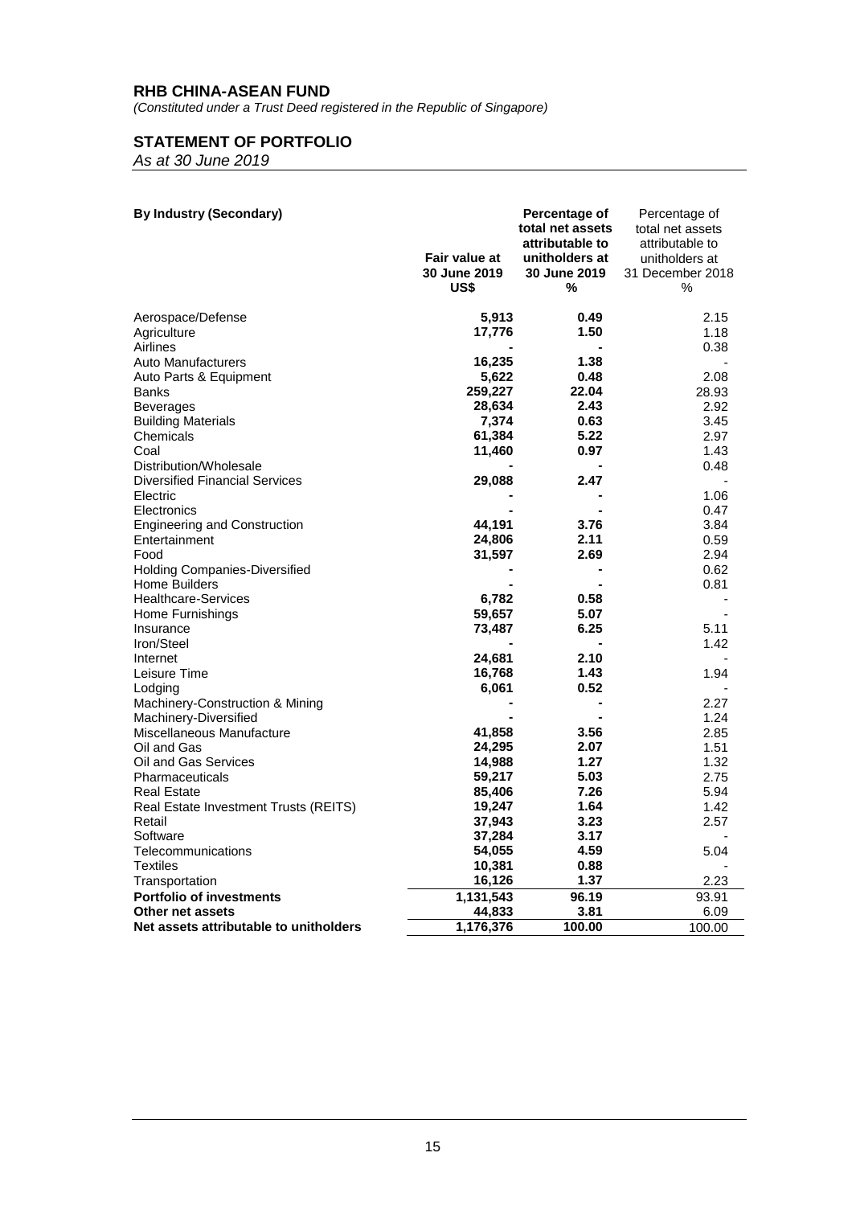# RHB CHINA-ASEAN FUND

*(Constituted under a Trust Deed registered in the Republic of Singapore)*

## STATEMENT OF PORTFOLIO

*As at 30 June 2019*

| By Industry (Secondary) | Fair value at 30 June 2019 US$ | Percentage of total net assets attributable to unitholders at 30 June 2019 % | Percentage of total net assets attributable to unitholders at 31 December 2018 % |
|---|---|---|---|
| Aerospace/Defense | 5,913 | 0.49 | 2.15 |
| Agriculture | 17,776 | 1.50 | 1.18 |
| Airlines | - | - | 0.38 |
| Auto Manufacturers | 16,235 | 1.38 | - |
| Auto Parts & Equipment | 5,622 | 0.48 | 2.08 |
| Banks | 259,227 | 22.04 | 28.93 |
| Beverages | 28,634 | 2.43 | 2.92 |
| Building Materials | 7,374 | 0.63 | 3.45 |
| Chemicals | 61,384 | 5.22 | 2.97 |
| Coal | 11,460 | 0.97 | 1.43 |
| Distribution/Wholesale | - | - | 0.48 |
| Diversified Financial Services | 29,088 | 2.47 | - |
| Electric | - | - | 1.06 |
| Electronics | - | - | 0.47 |
| Engineering and Construction | 44,191 | 3.76 | 3.84 |
| Entertainment | 24,806 | 2.11 | 0.59 |
| Food | 31,597 | 2.69 | 2.94 |
| Holding Companies-Diversified | - | - | 0.62 |
| Home Builders | - | - | 0.81 |
| Healthcare-Services | 6,782 | 0.58 | - |
| Home Furnishings | 59,657 | 5.07 | - |
| Insurance | 73,487 | 6.25 | 5.11 |
| Iron/Steel | - | - | 1.42 |
| Internet | 24,681 | 2.10 | - |
| Leisure Time | 16,768 | 1.43 | 1.94 |
| Lodging | 6,061 | 0.52 | - |
| Machinery-Construction & Mining | - | - | 2.27 |
| Machinery-Diversified | - | - | 1.24 |
| Miscellaneous Manufacture | 41,858 | 3.56 | 2.85 |
| Oil and Gas | 24,295 | 2.07 | 1.51 |
| Oil and Gas Services | 14,988 | 1.27 | 1.32 |
| Pharmaceuticals | 59,217 | 5.03 | 2.75 |
| Real Estate | 85,406 | 7.26 | 5.94 |
| Real Estate Investment Trusts (REITS) | 19,247 | 1.64 | 1.42 |
| Retail | 37,943 | 3.23 | 2.57 |
| Software | 37,284 | 3.17 | - |
| Telecommunications | 54,055 | 4.59 | 5.04 |
| Textiles | 10,381 | 0.88 | - |
| Transportation | 16,126 | 1.37 | 2.23 |
| **Portfolio of investments** | **1,131,543** | **96.19** | 93.91 |
| **Other net assets** | **44,833** | **3.81** | 6.09 |
| **Net assets attributable to unitholders** | **1,176,376** | **100.00** | 100.00 |